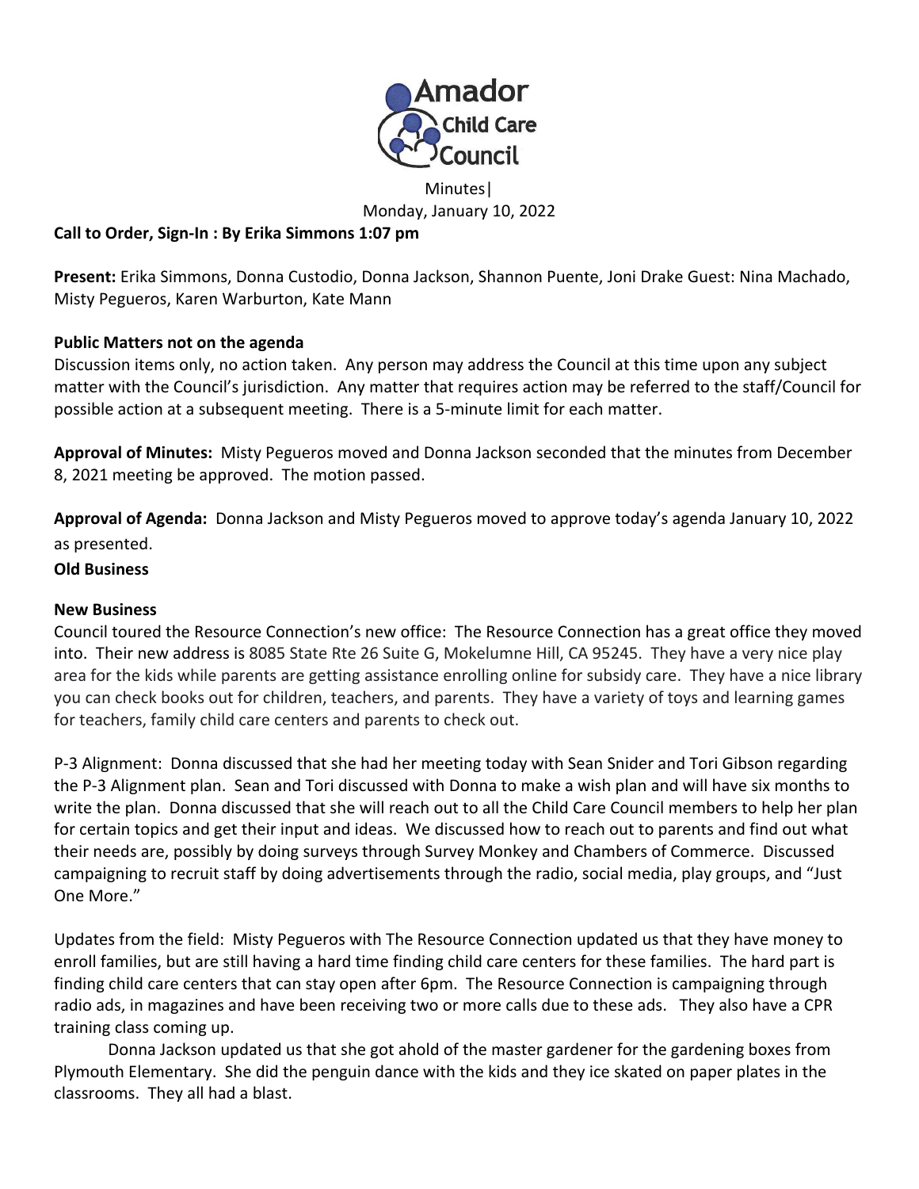# Amador Child Care Council

Minutes|
Monday, January 10, 2022

**Call to Order, Sign-In : By Erika Simmons 1:07 pm**

**Present:** Erika Simmons, Donna Custodio, Donna Jackson, Shannon Puente, Joni Drake Guest: Nina Machado, Misty Pegueros, Karen Warburton, Kate Mann

**Public Matters not on the agenda**

Discussion items only, no action taken. Any person may address the Council at this time upon any subject matter with the Council's jurisdiction. Any matter that requires action may be referred to the staff/Council for possible action at a subsequent meeting. There is a 5-minute limit for each matter.

**Approval of Minutes:** Misty Pegueros moved and Donna Jackson seconded that the minutes from December 8, 2021 meeting be approved. The motion passed.

**Approval of Agenda:** Donna Jackson and Misty Pegueros moved to approve today's agenda January 10, 2022 as presented.

**Old Business**

**New Business**

Council toured the Resource Connection's new office: The Resource Connection has a great office they moved into. Their new address is 8085 State Rte 26 Suite G, Mokelumne Hill, CA 95245. They have a very nice play area for the kids while parents are getting assistance enrolling online for subsidy care. They have a nice library you can check books out for children, teachers, and parents. They have a variety of toys and learning games for teachers, family child care centers and parents to check out.

P-3 Alignment: Donna discussed that she had her meeting today with Sean Snider and Tori Gibson regarding the P-3 Alignment plan. Sean and Tori discussed with Donna to make a wish plan and will have six months to write the plan. Donna discussed that she will reach out to all the Child Care Council members to help her plan for certain topics and get their input and ideas. We discussed how to reach out to parents and find out what their needs are, possibly by doing surveys through Survey Monkey and Chambers of Commerce. Discussed campaigning to recruit staff by doing advertisements through the radio, social media, play groups, and "Just One More."

Updates from the field: Misty Pegueros with The Resource Connection updated us that they have money to enroll families, but are still having a hard time finding child care centers for these families. The hard part is finding child care centers that can stay open after 6pm. The Resource Connection is campaigning through radio ads, in magazines and have been receiving two or more calls due to these ads. They also have a CPR training class coming up.

Donna Jackson updated us that she got ahold of the master gardener for the gardening boxes from Plymouth Elementary. She did the penguin dance with the kids and they ice skated on paper plates in the classrooms. They all had a blast.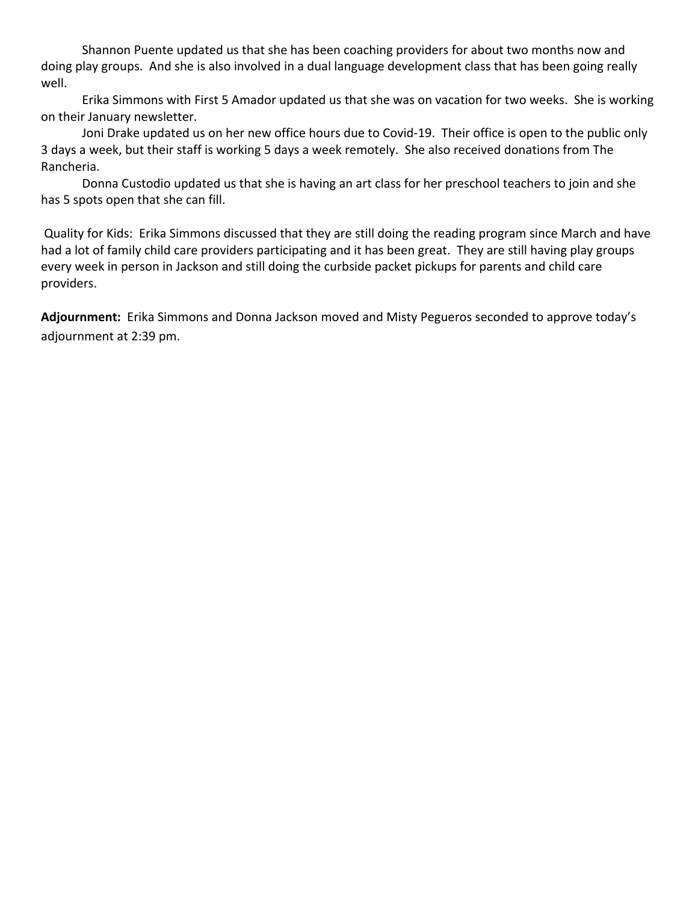Shannon Puente updated us that she has been coaching providers for about two months now and doing play groups. And she is also involved in a dual language development class that has been going really well.

Erika Simmons with First 5 Amador updated us that she was on vacation for two weeks. She is working on their January newsletter.

Joni Drake updated us on her new office hours due to Covid-19. Their office is open to the public only 3 days a week, but their staff is working 5 days a week remotely. She also received donations from The Rancheria.

Donna Custodio updated us that she is having an art class for her preschool teachers to join and she has 5 spots open that she can fill.

Quality for Kids: Erika Simmons discussed that they are still doing the reading program since March and have had a lot of family child care providers participating and it has been great. They are still having play groups every week in person in Jackson and still doing the curbside packet pickups for parents and child care providers.

**Adjournment:** Erika Simmons and Donna Jackson moved and Misty Pegueros seconded to approve today's adjournment at 2:39 pm.